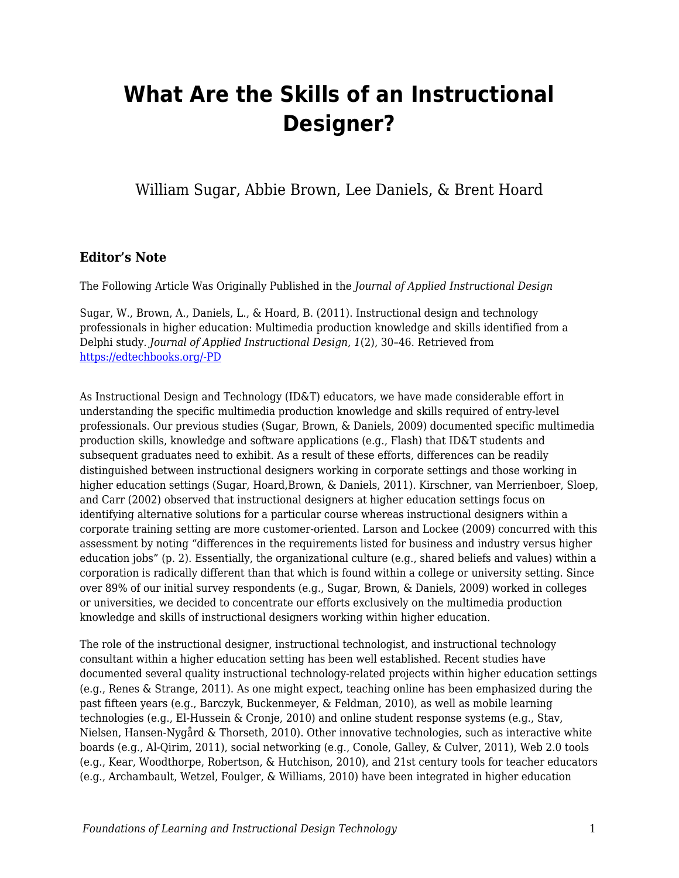# What Are the Skills of an Instructional Designer?

William Sugar, Abbie Brown, Lee Daniels, & Brent Hoard

### Editor's Note

The Following Article Was Originally Published in the *Journal of Applied Instructional Design*

Sugar, W., Brown, A., Daniels, L., & Hoard, B. (2011). Instructional design and technology professionals in higher education: Multimedia production knowledge and skills identified from a Delphi study. *Journal of Applied Instructional Design, 1*(2), 30–46. Retrieved from [https://edtechbooks.org/-PD](https://edtechbooks.org/-PD)

As Instructional Design and Technology (ID&T) educators, we have made considerable effort in understanding the specific multimedia production knowledge and skills required of entry-level professionals. Our previous studies (Sugar, Brown, & Daniels, 2009) documented specific multimedia production skills, knowledge and software applications (e.g., Flash) that ID&T students and subsequent graduates need to exhibit. As a result of these efforts, differences can be readily distinguished between instructional designers working in corporate settings and those working in higher education settings (Sugar, Hoard,Brown, & Daniels, 2011). Kirschner, van Merrienboer, Sloep, and Carr (2002) observed that instructional designers at higher education settings focus on identifying alternative solutions for a particular course whereas instructional designers within a corporate training setting are more customer-oriented. Larson and Lockee (2009) concurred with this assessment by noting "differences in the requirements listed for business and industry versus higher education jobs" (p. 2). Essentially, the organizational culture (e.g., shared beliefs and values) within a corporation is radically different than that which is found within a college or university setting. Since over 89% of our initial survey respondents (e.g., Sugar, Brown, & Daniels, 2009) worked in colleges or universities, we decided to concentrate our efforts exclusively on the multimedia production knowledge and skills of instructional designers working within higher education.

The role of the instructional designer, instructional technologist, and instructional technology consultant within a higher education setting has been well established. Recent studies have documented several quality instructional technology-related projects within higher education settings (e.g., Renes & Strange, 2011). As one might expect, teaching online has been emphasized during the past fifteen years (e.g., Barczyk, Buckenmeyer, & Feldman, 2010), as well as mobile learning technologies (e.g., El-Hussein & Cronje, 2010) and online student response systems (e.g., Stav, Nielsen, Hansen-Nygård & Thorseth, 2010). Other innovative technologies, such as interactive white boards (e.g., Al-Qirim, 2011), social networking (e.g., Conole, Galley, & Culver, 2011), Web 2.0 tools (e.g., Kear, Woodthorpe, Robertson, & Hutchison, 2010), and 21st century tools for teacher educators (e.g., Archambault, Wetzel, Foulger, & Williams, 2010) have been integrated in higher education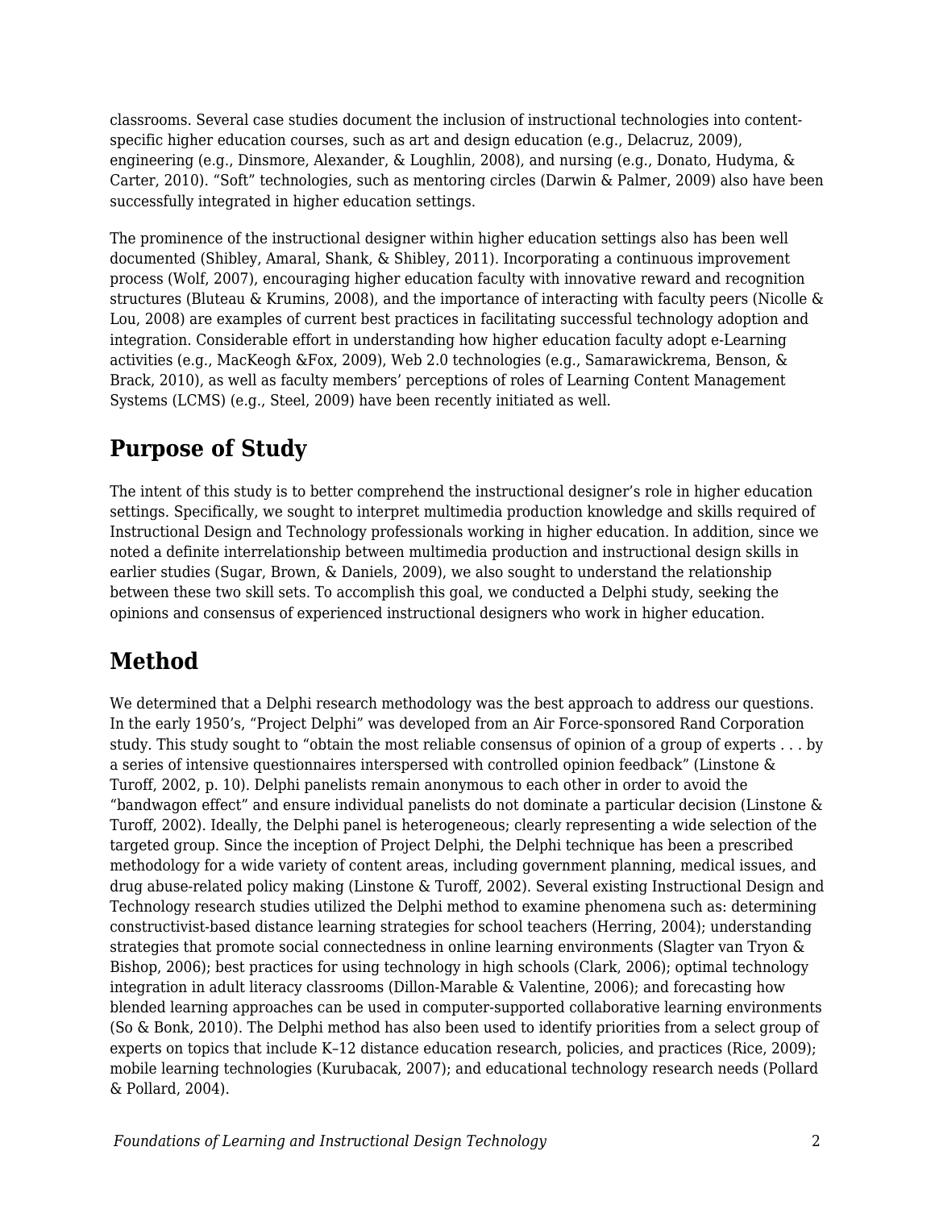classrooms. Several case studies document the inclusion of instructional technologies into content-specific higher education courses, such as art and design education (e.g., Delacruz, 2009), engineering (e.g., Dinsmore, Alexander, & Loughlin, 2008), and nursing (e.g., Donato, Hudyma, & Carter, 2010). "Soft" technologies, such as mentoring circles (Darwin & Palmer, 2009) also have been successfully integrated in higher education settings.

The prominence of the instructional designer within higher education settings also has been well documented (Shibley, Amaral, Shank, & Shibley, 2011). Incorporating a continuous improvement process (Wolf, 2007), encouraging higher education faculty with innovative reward and recognition structures (Bluteau & Krumins, 2008), and the importance of interacting with faculty peers (Nicolle & Lou, 2008) are examples of current best practices in facilitating successful technology adoption and integration. Considerable effort in understanding how higher education faculty adopt e-Learning activities (e.g., MacKeogh &Fox, 2009), Web 2.0 technologies (e.g., Samarawickrema, Benson, & Brack, 2010), as well as faculty members' perceptions of roles of Learning Content Management Systems (LCMS) (e.g., Steel, 2009) have been recently initiated as well.

## Purpose of Study

The intent of this study is to better comprehend the instructional designer's role in higher education settings. Specifically, we sought to interpret multimedia production knowledge and skills required of Instructional Design and Technology professionals working in higher education. In addition, since we noted a definite interrelationship between multimedia production and instructional design skills in earlier studies (Sugar, Brown, & Daniels, 2009), we also sought to understand the relationship between these two skill sets. To accomplish this goal, we conducted a Delphi study, seeking the opinions and consensus of experienced instructional designers who work in higher education.

## Method

We determined that a Delphi research methodology was the best approach to address our questions. In the early 1950's, "Project Delphi" was developed from an Air Force-sponsored Rand Corporation study. This study sought to "obtain the most reliable consensus of opinion of a group of experts . . . by a series of intensive questionnaires interspersed with controlled opinion feedback" (Linstone & Turoff, 2002, p. 10). Delphi panelists remain anonymous to each other in order to avoid the "bandwagon effect" and ensure individual panelists do not dominate a particular decision (Linstone & Turoff, 2002). Ideally, the Delphi panel is heterogeneous; clearly representing a wide selection of the targeted group. Since the inception of Project Delphi, the Delphi technique has been a prescribed methodology for a wide variety of content areas, including government planning, medical issues, and drug abuse-related policy making (Linstone & Turoff, 2002). Several existing Instructional Design and Technology research studies utilized the Delphi method to examine phenomena such as: determining constructivist-based distance learning strategies for school teachers (Herring, 2004); understanding strategies that promote social connectedness in online learning environments (Slagter van Tryon & Bishop, 2006); best practices for using technology in high schools (Clark, 2006); optimal technology integration in adult literacy classrooms (Dillon-Marable & Valentine, 2006); and forecasting how blended learning approaches can be used in computer-supported collaborative learning environments (So & Bonk, 2010). The Delphi method has also been used to identify priorities from a select group of experts on topics that include K–12 distance education research, policies, and practices (Rice, 2009); mobile learning technologies (Kurubacak, 2007); and educational technology research needs (Pollard & Pollard, 2004).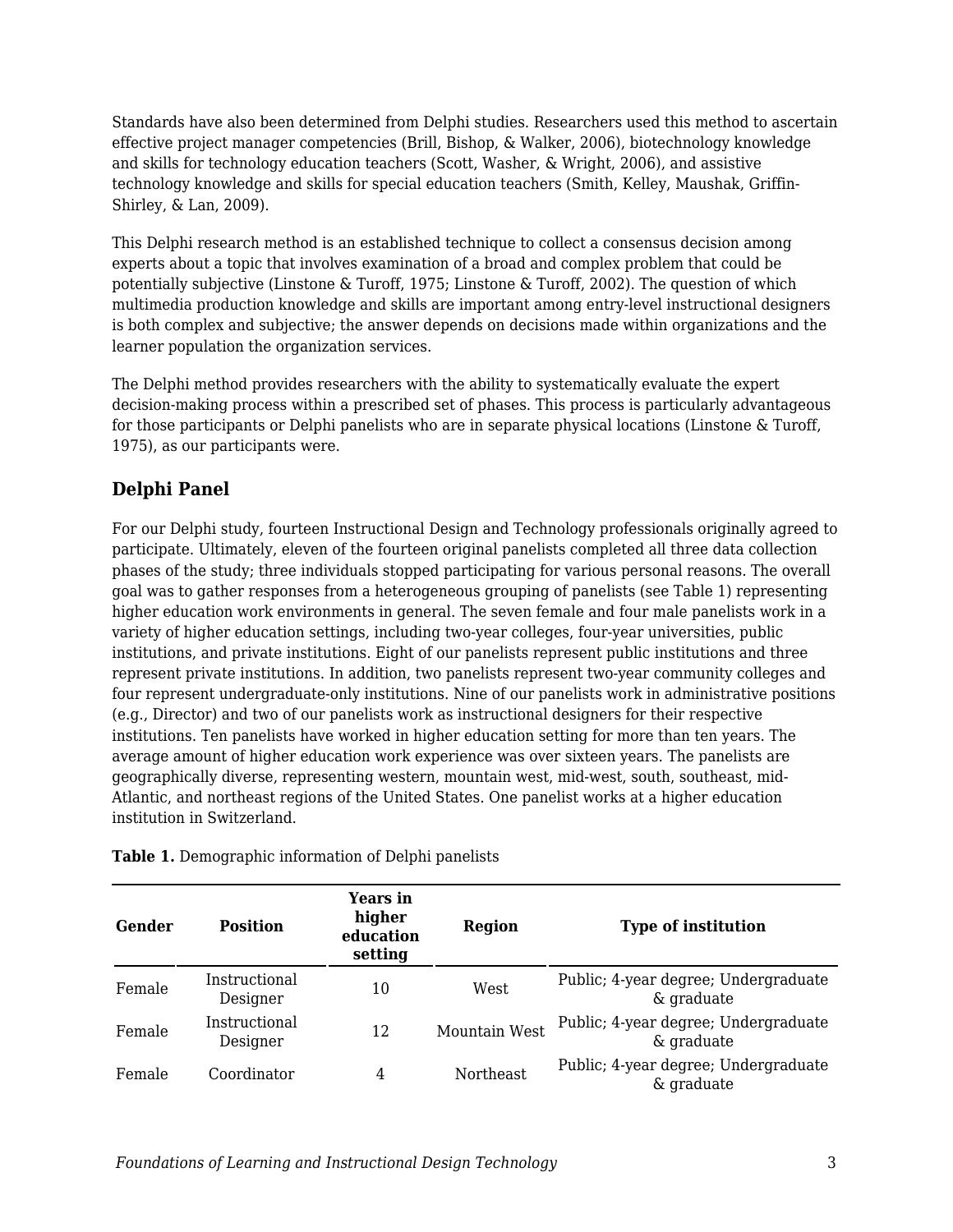Standards have also been determined from Delphi studies. Researchers used this method to ascertain effective project manager competencies (Brill, Bishop, & Walker, 2006), biotechnology knowledge and skills for technology education teachers (Scott, Washer, & Wright, 2006), and assistive technology knowledge and skills for special education teachers (Smith, Kelley, Maushak, Griffin-Shirley, & Lan, 2009).

This Delphi research method is an established technique to collect a consensus decision among experts about a topic that involves examination of a broad and complex problem that could be potentially subjective (Linstone & Turoff, 1975; Linstone & Turoff, 2002). The question of which multimedia production knowledge and skills are important among entry-level instructional designers is both complex and subjective; the answer depends on decisions made within organizations and the learner population the organization services.

The Delphi method provides researchers with the ability to systematically evaluate the expert decision-making process within a prescribed set of phases. This process is particularly advantageous for those participants or Delphi panelists who are in separate physical locations (Linstone & Turoff, 1975), as our participants were.

## Delphi Panel

For our Delphi study, fourteen Instructional Design and Technology professionals originally agreed to participate. Ultimately, eleven of the fourteen original panelists completed all three data collection phases of the study; three individuals stopped participating for various personal reasons. The overall goal was to gather responses from a heterogeneous grouping of panelists (see Table 1) representing higher education work environments in general. The seven female and four male panelists work in a variety of higher education settings, including two-year colleges, four-year universities, public institutions, and private institutions. Eight of our panelists represent public institutions and three represent private institutions. In addition, two panelists represent two-year community colleges and four represent undergraduate-only institutions. Nine of our panelists work in administrative positions (e.g., Director) and two of our panelists work as instructional designers for their respective institutions. Ten panelists have worked in higher education setting for more than ten years. The average amount of higher education work experience was over sixteen years. The panelists are geographically diverse, representing western, mountain west, mid-west, south, southeast, mid-Atlantic, and northeast regions of the United States. One panelist works at a higher education institution in Switzerland.

**Table 1.** Demographic information of Delphi panelists

| Gender | Position | Years in higher education setting | Region | Type of institution |
|---|---|---|---|---|
| Female | Instructional Designer | 10 | West | Public; 4-year degree; Undergraduate & graduate |
| Female | Instructional Designer | 12 | Mountain West | Public; 4-year degree; Undergraduate & graduate |
| Female | Coordinator | 4 | Northeast | Public; 4-year degree; Undergraduate & graduate |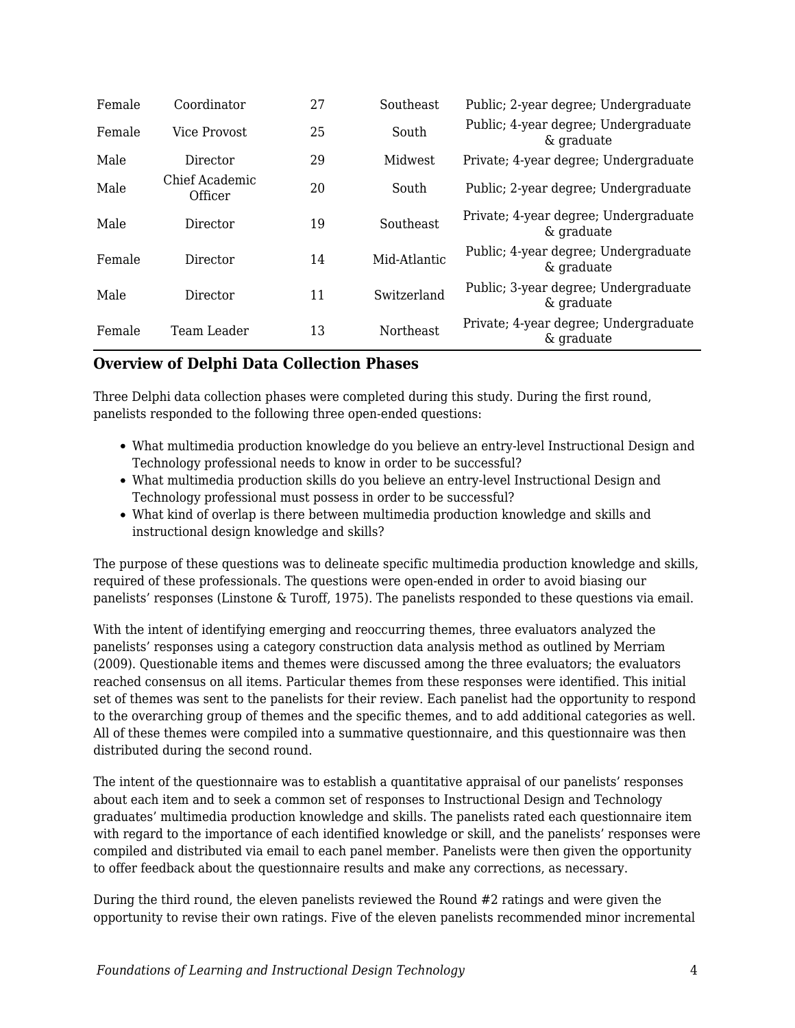| | | | | |
|---|---|---|---|---|
| Female | Coordinator | 27 | Southeast | Public; 2-year degree; Undergraduate |
| Female | Vice Provost | 25 | South | Public; 4-year degree; Undergraduate & graduate |
| Male | Director | 29 | Midwest | Private; 4-year degree; Undergraduate |
| Male | Chief Academic Officer | 20 | South | Public; 2-year degree; Undergraduate |
| Male | Director | 19 | Southeast | Private; 4-year degree; Undergraduate & graduate |
| Female | Director | 14 | Mid-Atlantic | Public; 4-year degree; Undergraduate & graduate |
| Male | Director | 11 | Switzerland | Public; 3-year degree; Undergraduate & graduate |
| Female | Team Leader | 13 | Northeast | Private; 4-year degree; Undergraduate & graduate |

### Overview of Delphi Data Collection Phases

Three Delphi data collection phases were completed during this study. During the first round, panelists responded to the following three open-ended questions:

- What multimedia production knowledge do you believe an entry-level Instructional Design and Technology professional needs to know in order to be successful?
- What multimedia production skills do you believe an entry-level Instructional Design and Technology professional must possess in order to be successful?
- What kind of overlap is there between multimedia production knowledge and skills and instructional design knowledge and skills?

The purpose of these questions was to delineate specific multimedia production knowledge and skills, required of these professionals. The questions were open-ended in order to avoid biasing our panelists' responses (Linstone & Turoff, 1975). The panelists responded to these questions via email.

With the intent of identifying emerging and reoccurring themes, three evaluators analyzed the panelists' responses using a category construction data analysis method as outlined by Merriam (2009). Questionable items and themes were discussed among the three evaluators; the evaluators reached consensus on all items. Particular themes from these responses were identified. This initial set of themes was sent to the panelists for their review. Each panelist had the opportunity to respond to the overarching group of themes and the specific themes, and to add additional categories as well. All of these themes were compiled into a summative questionnaire, and this questionnaire was then distributed during the second round.

The intent of the questionnaire was to establish a quantitative appraisal of our panelists' responses about each item and to seek a common set of responses to Instructional Design and Technology graduates' multimedia production knowledge and skills. The panelists rated each questionnaire item with regard to the importance of each identified knowledge or skill, and the panelists' responses were compiled and distributed via email to each panel member. Panelists were then given the opportunity to offer feedback about the questionnaire results and make any corrections, as necessary.

During the third round, the eleven panelists reviewed the Round #2 ratings and were given the opportunity to revise their own ratings. Five of the eleven panelists recommended minor incremental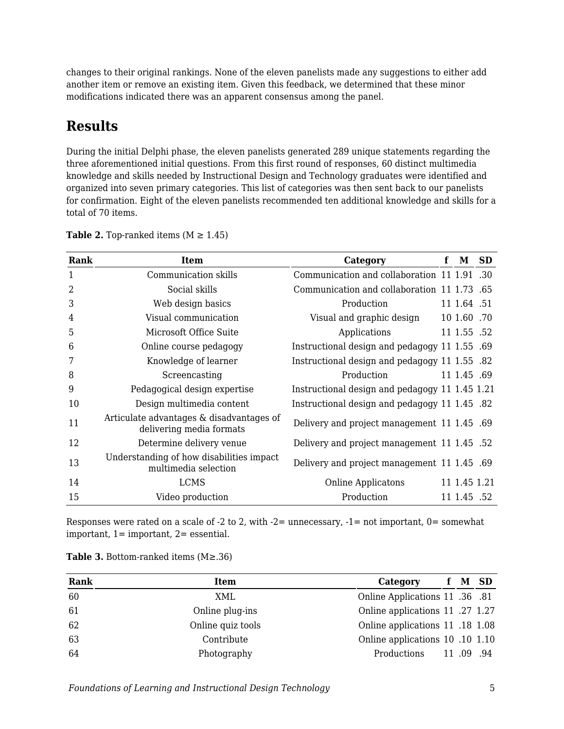changes to their original rankings. None of the eleven panelists made any suggestions to either add another item or remove an existing item. Given this feedback, we determined that these minor modifications indicated there was an apparent consensus among the panel.

## Results

During the initial Delphi phase, the eleven panelists generated 289 unique statements regarding the three aforementioned initial questions. From this first round of responses, 60 distinct multimedia knowledge and skills needed by Instructional Design and Technology graduates were identified and organized into seven primary categories. This list of categories was then sent back to our panelists for confirmation. Eight of the eleven panelists recommended ten additional knowledge and skills for a total of 70 items.

**Table 2.** Top-ranked items (M ≥ 1.45)

| Rank | Item | Category | f | M | SD |
|---|---|---|---|---|---|
| 1 | Communication skills | Communication and collaboration | 11 | 1.91 | .30 |
| 2 | Social skills | Communication and collaboration | 11 | 1.73 | .65 |
| 3 | Web design basics | Production | 11 | 1.64 | .51 |
| 4 | Visual communication | Visual and graphic design | 10 | 1.60 | .70 |
| 5 | Microsoft Office Suite | Applications | 11 | 1.55 | .52 |
| 6 | Online course pedagogy | Instructional design and pedagogy | 11 | 1.55 | .69 |
| 7 | Knowledge of learner | Instructional design and pedagogy | 11 | 1.55 | .82 |
| 8 | Screencasting | Production | 11 | 1.45 | .69 |
| 9 | Pedagogical design expertise | Instructional design and pedagogy | 11 | 1.45 | 1.21 |
| 10 | Design multimedia content | Instructional design and pedagogy | 11 | 1.45 | .82 |
| 11 | Articulate advantages & disadvantages of delivering media formats | Delivery and project management | 11 | 1.45 | .69 |
| 12 | Determine delivery venue | Delivery and project management | 11 | 1.45 | .52 |
| 13 | Understanding of how disabilities impact multimedia selection | Delivery and project management | 11 | 1.45 | .69 |
| 14 | LCMS | Online Applicatons | 11 | 1.45 | 1.21 |
| 15 | Video production | Production | 11 | 1.45 | .52 |

Responses were rated on a scale of -2 to 2, with -2= unnecessary, -1= not important, 0= somewhat important, 1= important, 2= essential.

**Table 3.** Bottom-ranked items (M≥.36)

| Rank | Item | Category | f | M | SD |
|---|---|---|---|---|---|
| 60 | XML | Online Applications | 11 | .36 | .81 |
| 61 | Online plug-ins | Online applications | 11 | .27 | 1.27 |
| 62 | Online quiz tools | Online applications | 11 | .18 | 1.08 |
| 63 | Contribute | Online applications | 10 | .10 | 1.10 |
| 64 | Photography | Productions | 11 | .09 | .94 |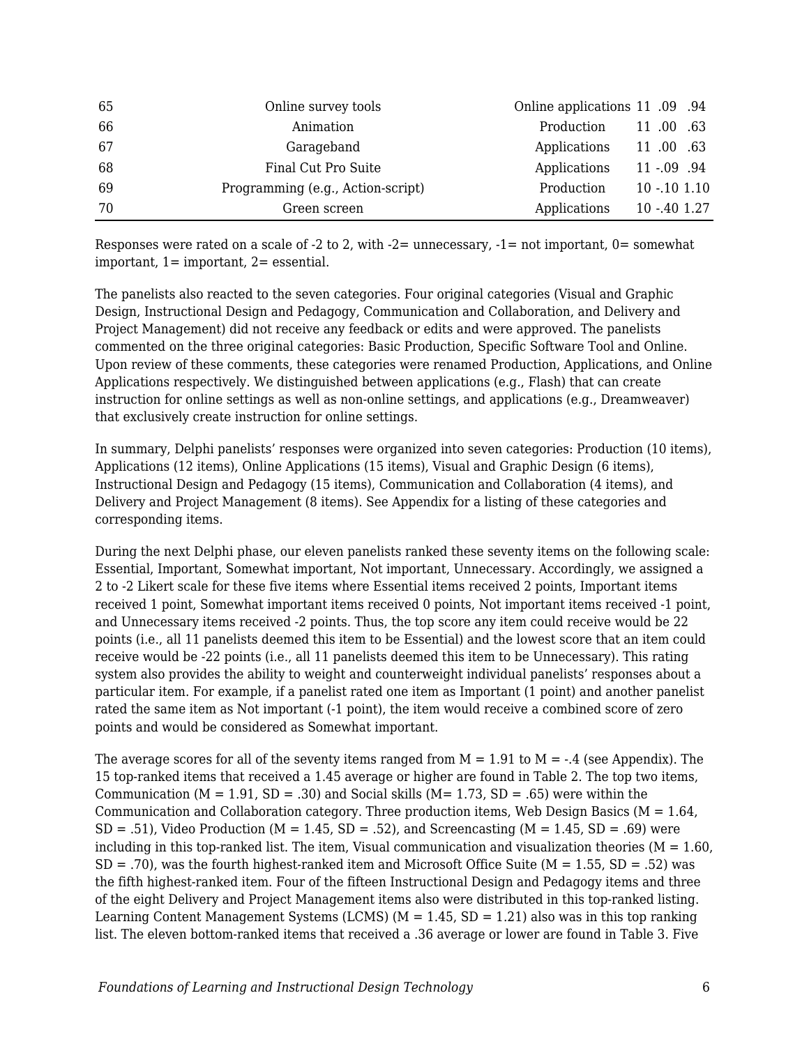| | | | | | |
|---|---|---|---|---|---|
| 65 | Online survey tools | Online applications | 11 | .09 | .94 |
| 66 | Animation | Production | 11 | .00 | .63 |
| 67 | Garageband | Applications | 11 | .00 | .63 |
| 68 | Final Cut Pro Suite | Applications | 11 | -.09 | .94 |
| 69 | Programming (e.g., Action-script) | Production | 10 | -.10 | 1.10 |
| 70 | Green screen | Applications | 10 | -.40 | 1.27 |

Responses were rated on a scale of -2 to 2, with -2= unnecessary, -1= not important, 0= somewhat important, 1= important, 2= essential.

The panelists also reacted to the seven categories. Four original categories (Visual and Graphic Design, Instructional Design and Pedagogy, Communication and Collaboration, and Delivery and Project Management) did not receive any feedback or edits and were approved. The panelists commented on the three original categories: Basic Production, Specific Software Tool and Online. Upon review of these comments, these categories were renamed Production, Applications, and Online Applications respectively. We distinguished between applications (e.g., Flash) that can create instruction for online settings as well as non-online settings, and applications (e.g., Dreamweaver) that exclusively create instruction for online settings.

In summary, Delphi panelists' responses were organized into seven categories: Production (10 items), Applications (12 items), Online Applications (15 items), Visual and Graphic Design (6 items), Instructional Design and Pedagogy (15 items), Communication and Collaboration (4 items), and Delivery and Project Management (8 items). See Appendix for a listing of these categories and corresponding items.

During the next Delphi phase, our eleven panelists ranked these seventy items on the following scale: Essential, Important, Somewhat important, Not important, Unnecessary. Accordingly, we assigned a 2 to -2 Likert scale for these five items where Essential items received 2 points, Important items received 1 point, Somewhat important items received 0 points, Not important items received -1 point, and Unnecessary items received -2 points. Thus, the top score any item could receive would be 22 points (i.e., all 11 panelists deemed this item to be Essential) and the lowest score that an item could receive would be -22 points (i.e., all 11 panelists deemed this item to be Unnecessary). This rating system also provides the ability to weight and counterweight individual panelists' responses about a particular item. For example, if a panelist rated one item as Important (1 point) and another panelist rated the same item as Not important (-1 point), the item would receive a combined score of zero points and would be considered as Somewhat important.

The average scores for all of the seventy items ranged from $M = 1.91$ to $M = -.4$ (see Appendix). The 15 top-ranked items that received a 1.45 average or higher are found in Table 2. The top two items, Communication ($M = 1.91$, $SD = .30$) and Social skills ($M = 1.73$, $SD = .65$) were within the Communication and Collaboration category. Three production items, Web Design Basics ($M = 1.64$, $SD = .51$), Video Production ($M = 1.45$, $SD = .52$), and Screencasting ($M = 1.45$, $SD = .69$) were including in this top-ranked list. The item, Visual communication and visualization theories ($M = 1.60$, $SD = .70$), was the fourth highest-ranked item and Microsoft Office Suite ($M = 1.55$, $SD = .52$) was the fifth highest-ranked item. Four of the fifteen Instructional Design and Pedagogy items and three of the eight Delivery and Project Management items also were distributed in this top-ranked listing. Learning Content Management Systems (LCMS) ($M = 1.45$, $SD = 1.21$) also was in this top ranking list. The eleven bottom-ranked items that received a .36 average or lower are found in Table 3. Five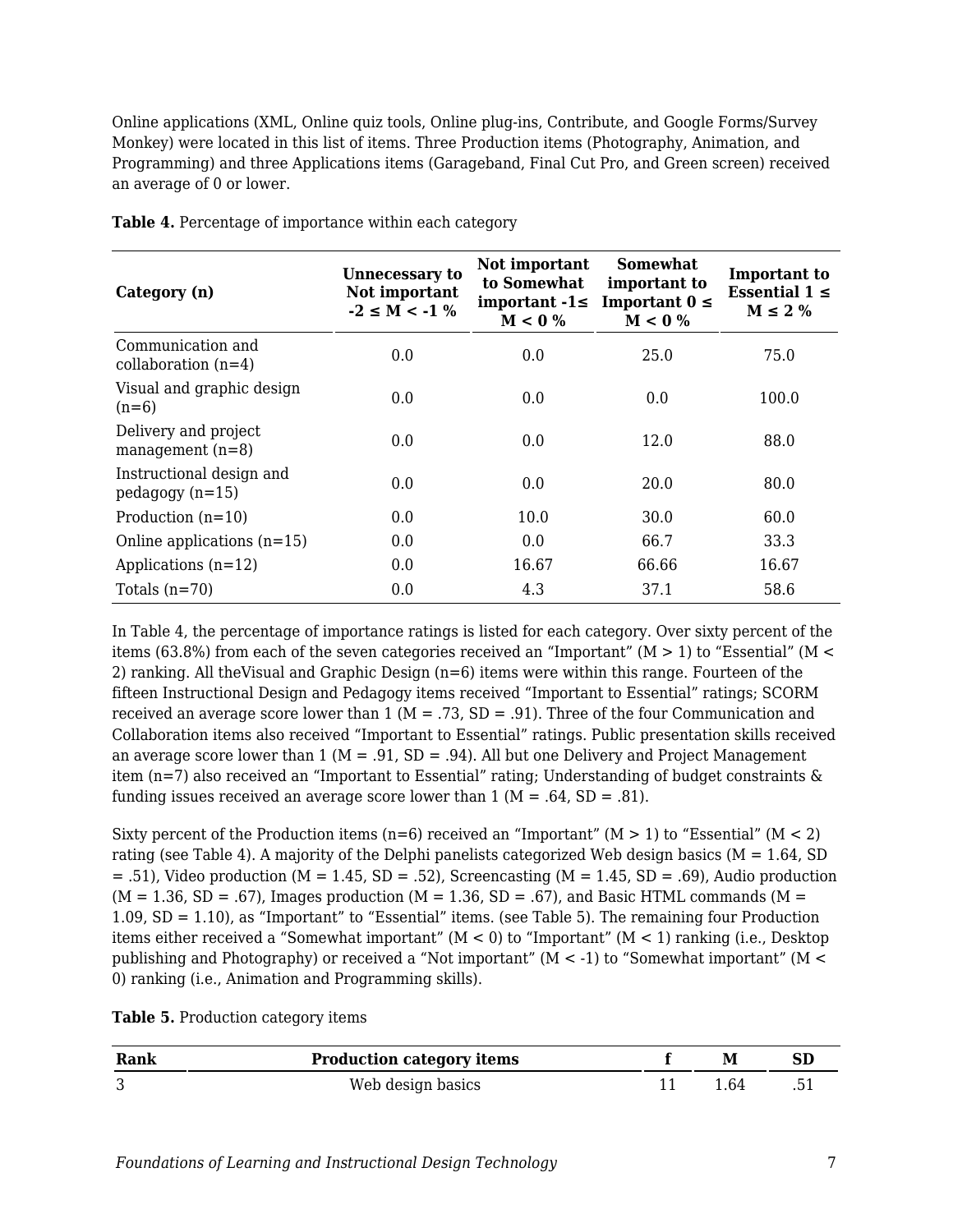Online applications (XML, Online quiz tools, Online plug-ins, Contribute, and Google Forms/Survey Monkey) were located in this list of items. Three Production items (Photography, Animation, and Programming) and three Applications items (Garageband, Final Cut Pro, and Green screen) received an average of 0 or lower.

**Table 4.** Percentage of importance within each category

| Category (n) | Unnecessary to Not important -2 ≤ M < -1 % | Not important to Somewhat important -1≤ M < 0 % | Somewhat important to Important 0 ≤ M < 0 % | Important to Essential 1 ≤ M ≤ 2 % |
|---|---|---|---|---|
| Communication and collaboration (n=4) | 0.0 | 0.0 | 25.0 | 75.0 |
| Visual and graphic design (n=6) | 0.0 | 0.0 | 0.0 | 100.0 |
| Delivery and project management (n=8) | 0.0 | 0.0 | 12.0 | 88.0 |
| Instructional design and pedagogy (n=15) | 0.0 | 0.0 | 20.0 | 80.0 |
| Production (n=10) | 0.0 | 10.0 | 30.0 | 60.0 |
| Online applications (n=15) | 0.0 | 0.0 | 66.7 | 33.3 |
| Applications (n=12) | 0.0 | 16.67 | 66.66 | 16.67 |
| Totals (n=70) | 0.0 | 4.3 | 37.1 | 58.6 |

In Table 4, the percentage of importance ratings is listed for each category. Over sixty percent of the items (63.8%) from each of the seven categories received an “Important” (M > 1) to “Essential” (M < 2) ranking. All theVisual and Graphic Design (n=6) items were within this range. Fourteen of the fifteen Instructional Design and Pedagogy items received “Important to Essential” ratings; SCORM received an average score lower than 1 (M = .73, SD = .91). Three of the four Communication and Collaboration items also received “Important to Essential” ratings. Public presentation skills received an average score lower than 1 (M = .91, SD = .94). All but one Delivery and Project Management item (n=7) also received an “Important to Essential” rating; Understanding of budget constraints & funding issues received an average score lower than 1 (M = .64, SD = .81).

Sixty percent of the Production items (n=6) received an “Important” (M > 1) to “Essential” (M < 2) rating (see Table 4). A majority of the Delphi panelists categorized Web design basics (M = 1.64, SD = .51), Video production (M = 1.45, SD = .52), Screencasting (M = 1.45, SD = .69), Audio production (M = 1.36, SD = .67), Images production (M = 1.36, SD = .67), and Basic HTML commands (M = 1.09, SD = 1.10), as “Important” to “Essential” items. (see Table 5). The remaining four Production items either received a “Somewhat important” (M < 0) to “Important” (M < 1) ranking (i.e., Desktop publishing and Photography) or received a “Not important” (M < -1) to “Somewhat important” (M < 0) ranking (i.e., Animation and Programming skills).

**Table 5.** Production category items

| Rank | Production category items | f | M | SD |
|---|---|---|---|---|
| 3 | Web design basics | 11 | 1.64 | .51 |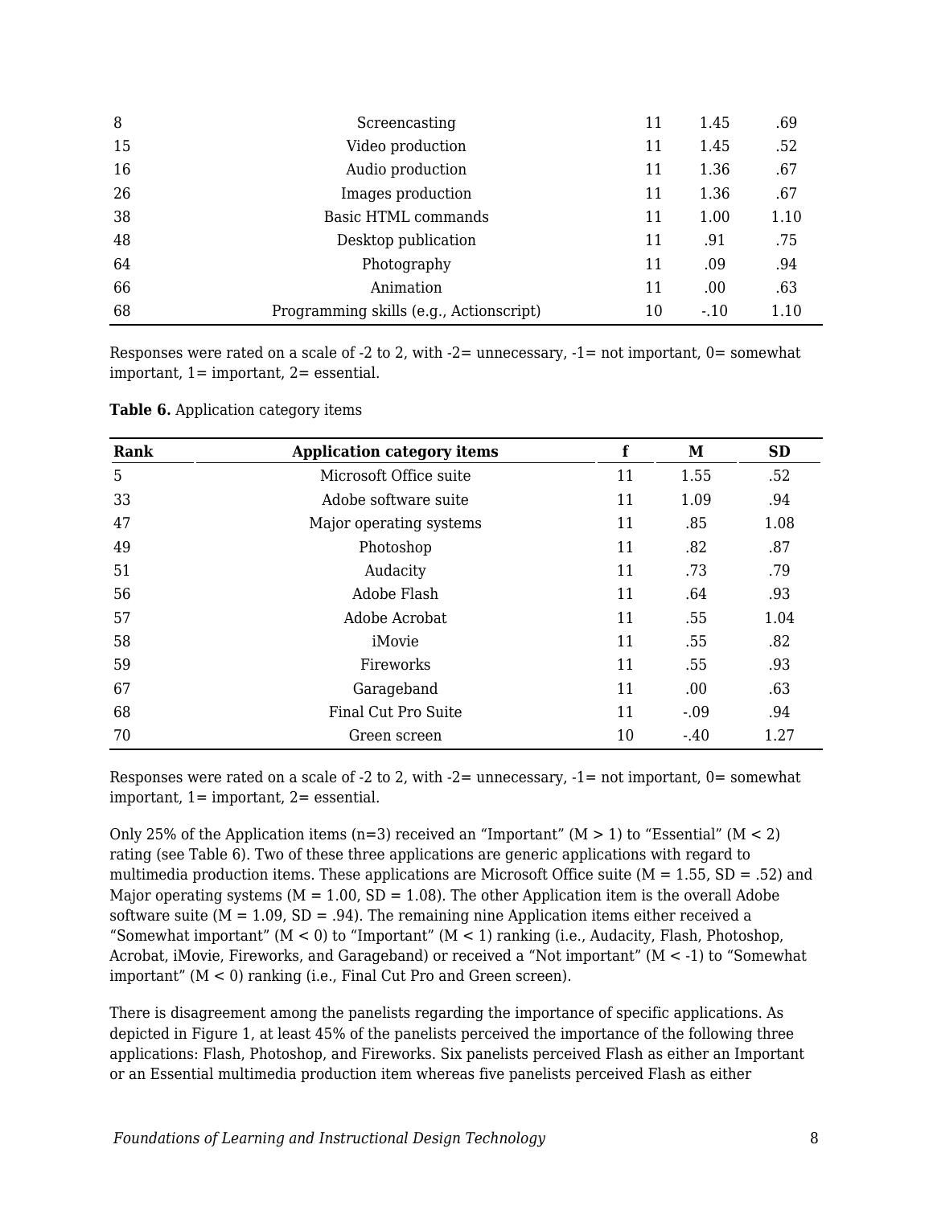| | | | | |
|---|---|---|---|---|
| 8 | Screencasting | 11 | 1.45 | .69 |
| 15 | Video production | 11 | 1.45 | .52 |
| 16 | Audio production | 11 | 1.36 | .67 |
| 26 | Images production | 11 | 1.36 | .67 |
| 38 | Basic HTML commands | 11 | 1.00 | 1.10 |
| 48 | Desktop publication | 11 | .91 | .75 |
| 64 | Photography | 11 | .09 | .94 |
| 66 | Animation | 11 | .00 | .63 |
| 68 | Programming skills (e.g., Actionscript) | 10 | -.10 | 1.10 |

Responses were rated on a scale of -2 to 2, with -2= unnecessary, -1= not important, 0= somewhat important, 1= important, 2= essential.

**Table 6.** Application category items

| Rank | Application category items | f | M | SD |
|---|---|---|---|---|
| 5 | Microsoft Office suite | 11 | 1.55 | .52 |
| 33 | Adobe software suite | 11 | 1.09 | .94 |
| 47 | Major operating systems | 11 | .85 | 1.08 |
| 49 | Photoshop | 11 | .82 | .87 |
| 51 | Audacity | 11 | .73 | .79 |
| 56 | Adobe Flash | 11 | .64 | .93 |
| 57 | Adobe Acrobat | 11 | .55 | 1.04 |
| 58 | iMovie | 11 | .55 | .82 |
| 59 | Fireworks | 11 | .55 | .93 |
| 67 | Garageband | 11 | .00 | .63 |
| 68 | Final Cut Pro Suite | 11 | -.09 | .94 |
| 70 | Green screen | 10 | -.40 | 1.27 |

Responses were rated on a scale of -2 to 2, with -2= unnecessary, -1= not important, 0= somewhat important, 1= important, 2= essential.

Only 25% of the Application items (n=3) received an "Important" (M > 1) to "Essential" (M < 2) rating (see Table 6). Two of these three applications are generic applications with regard to multimedia production items. These applications are Microsoft Office suite (M = 1.55, SD = .52) and Major operating systems (M = 1.00, SD = 1.08). The other Application item is the overall Adobe software suite (M = 1.09, SD = .94). The remaining nine Application items either received a "Somewhat important" (M < 0) to "Important" (M < 1) ranking (i.e., Audacity, Flash, Photoshop, Acrobat, iMovie, Fireworks, and Garageband) or received a "Not important" (M < -1) to "Somewhat important" (M < 0) ranking (i.e., Final Cut Pro and Green screen).

There is disagreement among the panelists regarding the importance of specific applications. As depicted in Figure 1, at least 45% of the panelists perceived the importance of the following three applications: Flash, Photoshop, and Fireworks. Six panelists perceived Flash as either an Important or an Essential multimedia production item whereas five panelists perceived Flash as either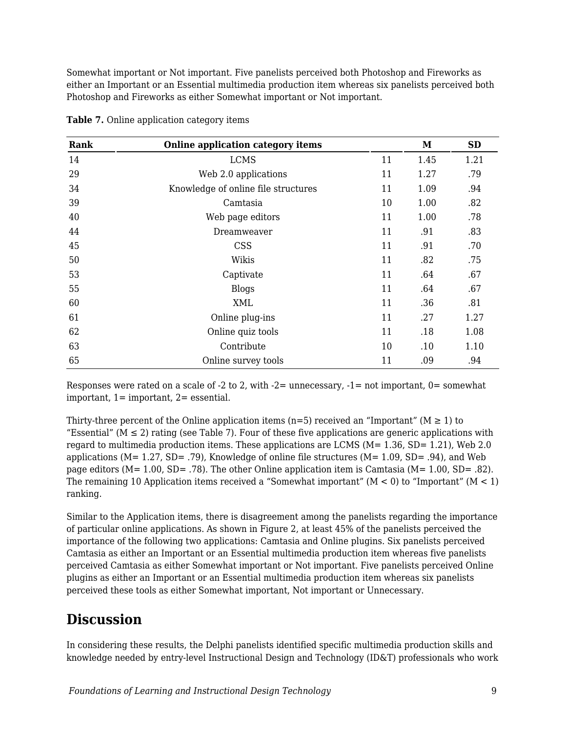Somewhat important or Not important. Five panelists perceived both Photoshop and Fireworks as either an Important or an Essential multimedia production item whereas six panelists perceived both Photoshop and Fireworks as either Somewhat important or Not important.

**Table 7.** Online application category items

| Rank | Online application category items | | M | SD |
|---|---|---|---|---|
| 14 | LCMS | 11 | 1.45 | 1.21 |
| 29 | Web 2.0 applications | 11 | 1.27 | .79 |
| 34 | Knowledge of online file structures | 11 | 1.09 | .94 |
| 39 | Camtasia | 10 | 1.00 | .82 |
| 40 | Web page editors | 11 | 1.00 | .78 |
| 44 | Dreamweaver | 11 | .91 | .83 |
| 45 | CSS | 11 | .91 | .70 |
| 50 | Wikis | 11 | .82 | .75 |
| 53 | Captivate | 11 | .64 | .67 |
| 55 | Blogs | 11 | .64 | .67 |
| 60 | XML | 11 | .36 | .81 |
| 61 | Online plug-ins | 11 | .27 | 1.27 |
| 62 | Online quiz tools | 11 | .18 | 1.08 |
| 63 | Contribute | 10 | .10 | 1.10 |
| 65 | Online survey tools | 11 | .09 | .94 |

Responses were rated on a scale of -2 to 2, with -2= unnecessary, -1= not important, 0= somewhat important, 1= important, 2= essential.

Thirty-three percent of the Online application items (n=5) received an "Important" (M ≥ 1) to "Essential" (M ≤ 2) rating (see Table 7). Four of these five applications are generic applications with regard to multimedia production items. These applications are LCMS (M= 1.36, SD= 1.21), Web 2.0 applications (M= 1.27, SD= .79), Knowledge of online file structures (M= 1.09, SD= .94), and Web page editors (M= 1.00, SD= .78). The other Online application item is Camtasia (M= 1.00, SD= .82). The remaining 10 Application items received a "Somewhat important" (M < 0) to "Important" (M < 1) ranking.

Similar to the Application items, there is disagreement among the panelists regarding the importance of particular online applications. As shown in Figure 2, at least 45% of the panelists perceived the importance of the following two applications: Camtasia and Online plugins. Six panelists perceived Camtasia as either an Important or an Essential multimedia production item whereas five panelists perceived Camtasia as either Somewhat important or Not important. Five panelists perceived Online plugins as either an Important or an Essential multimedia production item whereas six panelists perceived these tools as either Somewhat important, Not important or Unnecessary.

## Discussion

In considering these results, the Delphi panelists identified specific multimedia production skills and knowledge needed by entry-level Instructional Design and Technology (ID&T) professionals who work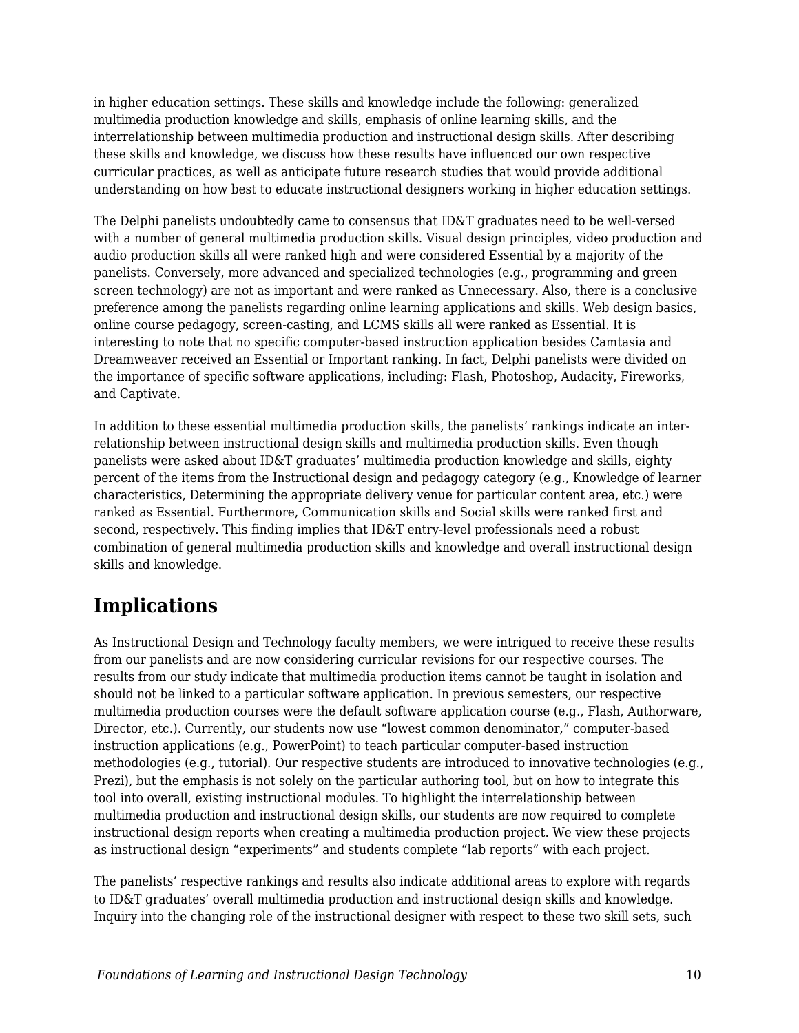in higher education settings. These skills and knowledge include the following: generalized multimedia production knowledge and skills, emphasis of online learning skills, and the interrelationship between multimedia production and instructional design skills. After describing these skills and knowledge, we discuss how these results have influenced our own respective curricular practices, as well as anticipate future research studies that would provide additional understanding on how best to educate instructional designers working in higher education settings.

The Delphi panelists undoubtedly came to consensus that ID&T graduates need to be well-versed with a number of general multimedia production skills. Visual design principles, video production and audio production skills all were ranked high and were considered Essential by a majority of the panelists. Conversely, more advanced and specialized technologies (e.g., programming and green screen technology) are not as important and were ranked as Unnecessary. Also, there is a conclusive preference among the panelists regarding online learning applications and skills. Web design basics, online course pedagogy, screen-casting, and LCMS skills all were ranked as Essential. It is interesting to note that no specific computer-based instruction application besides Camtasia and Dreamweaver received an Essential or Important ranking. In fact, Delphi panelists were divided on the importance of specific software applications, including: Flash, Photoshop, Audacity, Fireworks, and Captivate.

In addition to these essential multimedia production skills, the panelists' rankings indicate an inter-relationship between instructional design skills and multimedia production skills. Even though panelists were asked about ID&T graduates' multimedia production knowledge and skills, eighty percent of the items from the Instructional design and pedagogy category (e.g., Knowledge of learner characteristics, Determining the appropriate delivery venue for particular content area, etc.) were ranked as Essential. Furthermore, Communication skills and Social skills were ranked first and second, respectively. This finding implies that ID&T entry-level professionals need a robust combination of general multimedia production skills and knowledge and overall instructional design skills and knowledge.

## Implications

As Instructional Design and Technology faculty members, we were intrigued to receive these results from our panelists and are now considering curricular revisions for our respective courses. The results from our study indicate that multimedia production items cannot be taught in isolation and should not be linked to a particular software application. In previous semesters, our respective multimedia production courses were the default software application course (e.g., Flash, Authorware, Director, etc.). Currently, our students now use "lowest common denominator," computer-based instruction applications (e.g., PowerPoint) to teach particular computer-based instruction methodologies (e.g., tutorial). Our respective students are introduced to innovative technologies (e.g., Prezi), but the emphasis is not solely on the particular authoring tool, but on how to integrate this tool into overall, existing instructional modules. To highlight the interrelationship between multimedia production and instructional design skills, our students are now required to complete instructional design reports when creating a multimedia production project. We view these projects as instructional design "experiments" and students complete "lab reports" with each project.

The panelists' respective rankings and results also indicate additional areas to explore with regards to ID&T graduates' overall multimedia production and instructional design skills and knowledge. Inquiry into the changing role of the instructional designer with respect to these two skill sets, such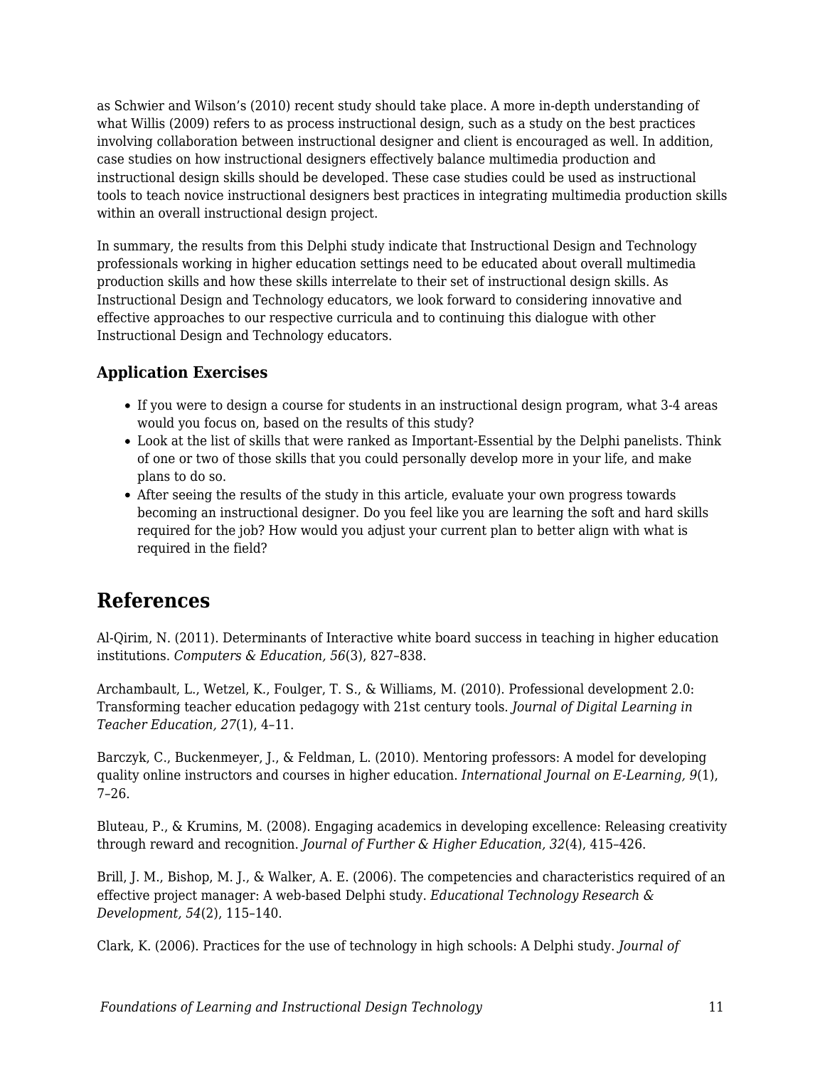as Schwier and Wilson's (2010) recent study should take place. A more in-depth understanding of what Willis (2009) refers to as process instructional design, such as a study on the best practices involving collaboration between instructional designer and client is encouraged as well. In addition, case studies on how instructional designers effectively balance multimedia production and instructional design skills should be developed. These case studies could be used as instructional tools to teach novice instructional designers best practices in integrating multimedia production skills within an overall instructional design project.

In summary, the results from this Delphi study indicate that Instructional Design and Technology professionals working in higher education settings need to be educated about overall multimedia production skills and how these skills interrelate to their set of instructional design skills. As Instructional Design and Technology educators, we look forward to considering innovative and effective approaches to our respective curricula and to continuing this dialogue with other Instructional Design and Technology educators.

### Application Exercises

- If you were to design a course for students in an instructional design program, what 3-4 areas would you focus on, based on the results of this study?
- Look at the list of skills that were ranked as Important-Essential by the Delphi panelists. Think of one or two of those skills that you could personally develop more in your life, and make plans to do so.
- After seeing the results of the study in this article, evaluate your own progress towards becoming an instructional designer. Do you feel like you are learning the soft and hard skills required for the job? How would you adjust your current plan to better align with what is required in the field?

## References

Al-Qirim, N. (2011). Determinants of Interactive white board success in teaching in higher education institutions. *Computers & Education, 56*(3), 827–838.

Archambault, L., Wetzel, K., Foulger, T. S., & Williams, M. (2010). Professional development 2.0: Transforming teacher education pedagogy with 21st century tools. *Journal of Digital Learning in Teacher Education, 27*(1), 4–11.

Barczyk, C., Buckenmeyer, J., & Feldman, L. (2010). Mentoring professors: A model for developing quality online instructors and courses in higher education. *International Journal on E-Learning, 9*(1), 7–26.

Bluteau, P., & Krumins, M. (2008). Engaging academics in developing excellence: Releasing creativity through reward and recognition. *Journal of Further & Higher Education, 32*(4), 415–426.

Brill, J. M., Bishop, M. J., & Walker, A. E. (2006). The competencies and characteristics required of an effective project manager: A web-based Delphi study. *Educational Technology Research & Development, 54*(2), 115–140.

Clark, K. (2006). Practices for the use of technology in high schools: A Delphi study. *Journal of*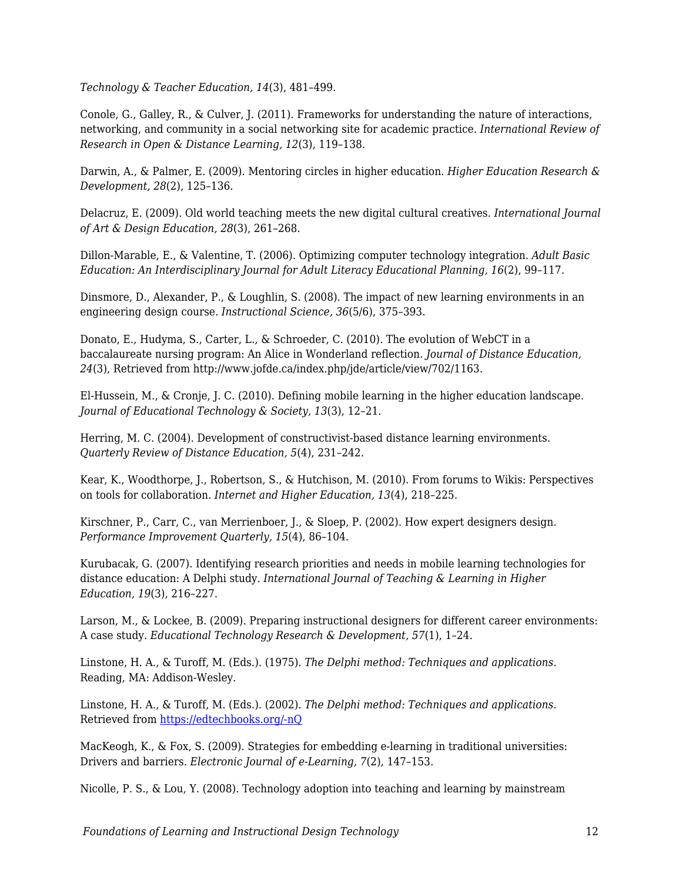*Technology & Teacher Education, 14*(3), 481–499.

Conole, G., Galley, R., & Culver, J. (2011). Frameworks for understanding the nature of interactions, networking, and community in a social networking site for academic practice. *International Review of Research in Open & Distance Learning, 12*(3), 119–138.

Darwin, A., & Palmer, E. (2009). Mentoring circles in higher education. *Higher Education Research & Development, 28*(2), 125–136.

Delacruz, E. (2009). Old world teaching meets the new digital cultural creatives. *International Journal of Art & Design Education, 28*(3), 261–268.

Dillon-Marable, E., & Valentine, T. (2006). Optimizing computer technology integration. *Adult Basic Education: An Interdisciplinary Journal for Adult Literacy Educational Planning, 16*(2), 99–117.

Dinsmore, D., Alexander, P., & Loughlin, S. (2008). The impact of new learning environments in an engineering design course. *Instructional Science, 36*(5/6), 375–393.

Donato, E., Hudyma, S., Carter, L., & Schroeder, C. (2010). The evolution of WebCT in a baccalaureate nursing program: An Alice in Wonderland reflection. *Journal of Distance Education, 24*(3), Retrieved from http://www.jofde.ca/index.php/jde/article/view/702/1163.

El-Hussein, M., & Cronje, J. C. (2010). Defining mobile learning in the higher education landscape. *Journal of Educational Technology & Society, 13*(3), 12–21.

Herring, M. C. (2004). Development of constructivist-based distance learning environments. *Quarterly Review of Distance Education, 5*(4), 231–242.

Kear, K., Woodthorpe, J., Robertson, S., & Hutchison, M. (2010). From forums to Wikis: Perspectives on tools for collaboration. *Internet and Higher Education, 13*(4), 218–225.

Kirschner, P., Carr, C., van Merrienboer, J., & Sloep, P. (2002). How expert designers design. *Performance Improvement Quarterly, 15*(4), 86–104.

Kurubacak, G. (2007). Identifying research priorities and needs in mobile learning technologies for distance education: A Delphi study. *International Journal of Teaching & Learning in Higher Education, 19*(3), 216–227.

Larson, M., & Lockee, B. (2009). Preparing instructional designers for different career environments: A case study. *Educational Technology Research & Development, 57*(1), 1–24.

Linstone, H. A., & Turoff, M. (Eds.). (1975). *The Delphi method: Techniques and applications.* Reading, MA: Addison-Wesley.

Linstone, H. A., & Turoff, M. (Eds.). (2002). *The Delphi method: Techniques and applications.* Retrieved from [https://edtechbooks.org/-nQ](https://edtechbooks.org/-nQ)

MacKeogh, K., & Fox, S. (2009). Strategies for embedding e-learning in traditional universities: Drivers and barriers. *Electronic Journal of e-Learning, 7*(2), 147–153.

Nicolle, P. S., & Lou, Y. (2008). Technology adoption into teaching and learning by mainstream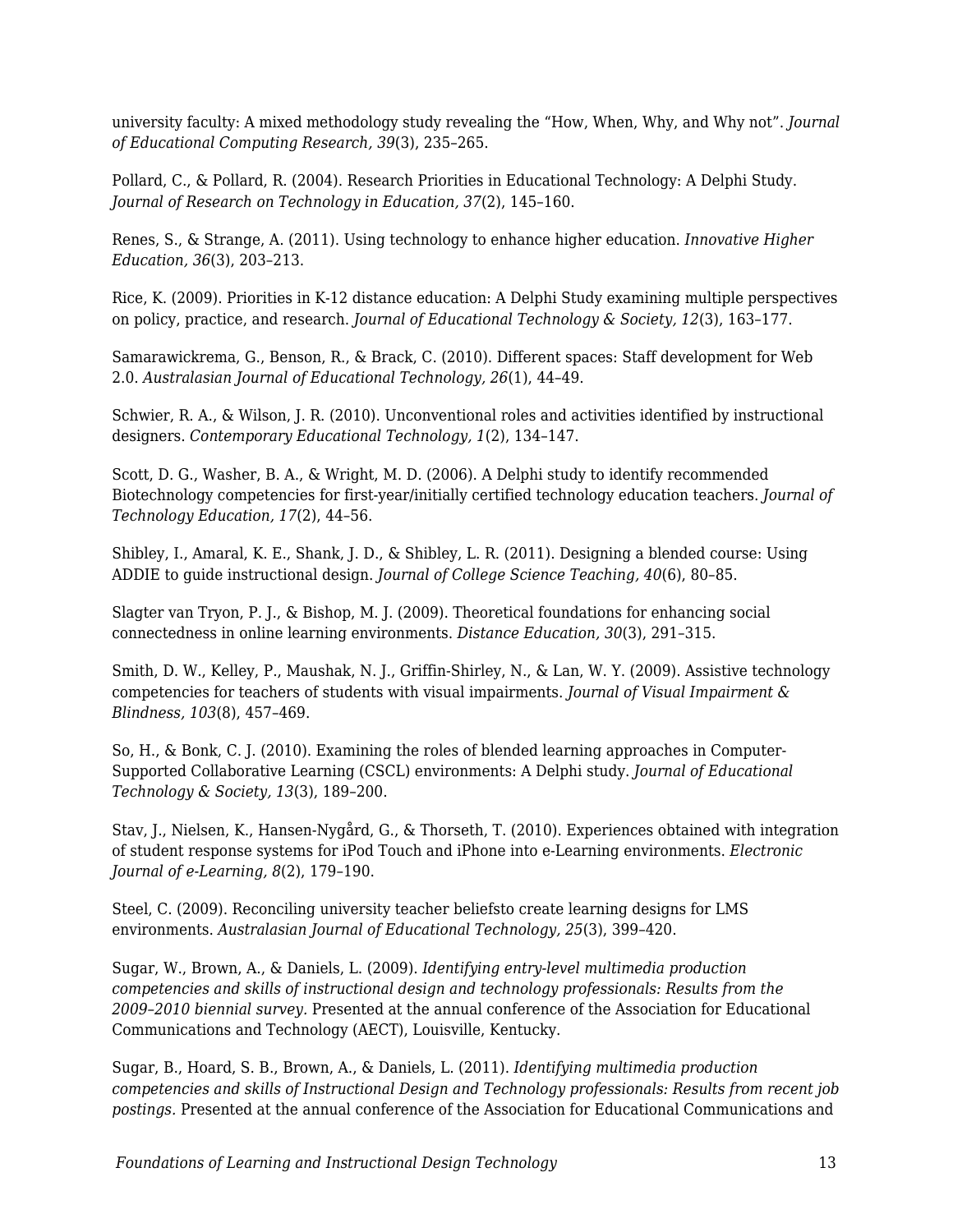university faculty: A mixed methodology study revealing the "How, When, Why, and Why not". *Journal of Educational Computing Research, 39*(3), 235–265.

Pollard, C., & Pollard, R. (2004). Research Priorities in Educational Technology: A Delphi Study. *Journal of Research on Technology in Education, 37*(2), 145–160.

Renes, S., & Strange, A. (2011). Using technology to enhance higher education. *Innovative Higher Education, 36*(3), 203–213.

Rice, K. (2009). Priorities in K-12 distance education: A Delphi Study examining multiple perspectives on policy, practice, and research. *Journal of Educational Technology & Society, 12*(3), 163–177.

Samarawickrema, G., Benson, R., & Brack, C. (2010). Different spaces: Staff development for Web 2.0. *Australasian Journal of Educational Technology, 26*(1), 44–49.

Schwier, R. A., & Wilson, J. R. (2010). Unconventional roles and activities identified by instructional designers. *Contemporary Educational Technology, 1*(2), 134–147.

Scott, D. G., Washer, B. A., & Wright, M. D. (2006). A Delphi study to identify recommended Biotechnology competencies for first-year/initially certified technology education teachers. *Journal of Technology Education, 17*(2), 44–56.

Shibley, I., Amaral, K. E., Shank, J. D., & Shibley, L. R. (2011). Designing a blended course: Using ADDIE to guide instructional design. *Journal of College Science Teaching, 40*(6), 80–85.

Slagter van Tryon, P. J., & Bishop, M. J. (2009). Theoretical foundations for enhancing social connectedness in online learning environments. *Distance Education, 30*(3), 291–315.

Smith, D. W., Kelley, P., Maushak, N. J., Griffin-Shirley, N., & Lan, W. Y. (2009). Assistive technology competencies for teachers of students with visual impairments. *Journal of Visual Impairment & Blindness, 103*(8), 457–469.

So, H., & Bonk, C. J. (2010). Examining the roles of blended learning approaches in Computer-Supported Collaborative Learning (CSCL) environments: A Delphi study. *Journal of Educational Technology & Society, 13*(3), 189–200.

Stav, J., Nielsen, K., Hansen-Nygård, G., & Thorseth, T. (2010). Experiences obtained with integration of student response systems for iPod Touch and iPhone into e-Learning environments. *Electronic Journal of e-Learning, 8*(2), 179–190.

Steel, C. (2009). Reconciling university teacher beliefsto create learning designs for LMS environments. *Australasian Journal of Educational Technology, 25*(3), 399–420.

Sugar, W., Brown, A., & Daniels, L. (2009). *Identifying entry-level multimedia production competencies and skills of instructional design and technology professionals: Results from the 2009–2010 biennial survey.* Presented at the annual conference of the Association for Educational Communications and Technology (AECT), Louisville, Kentucky.

Sugar, B., Hoard, S. B., Brown, A., & Daniels, L. (2011). *Identifying multimedia production competencies and skills of Instructional Design and Technology professionals: Results from recent job postings.* Presented at the annual conference of the Association for Educational Communications and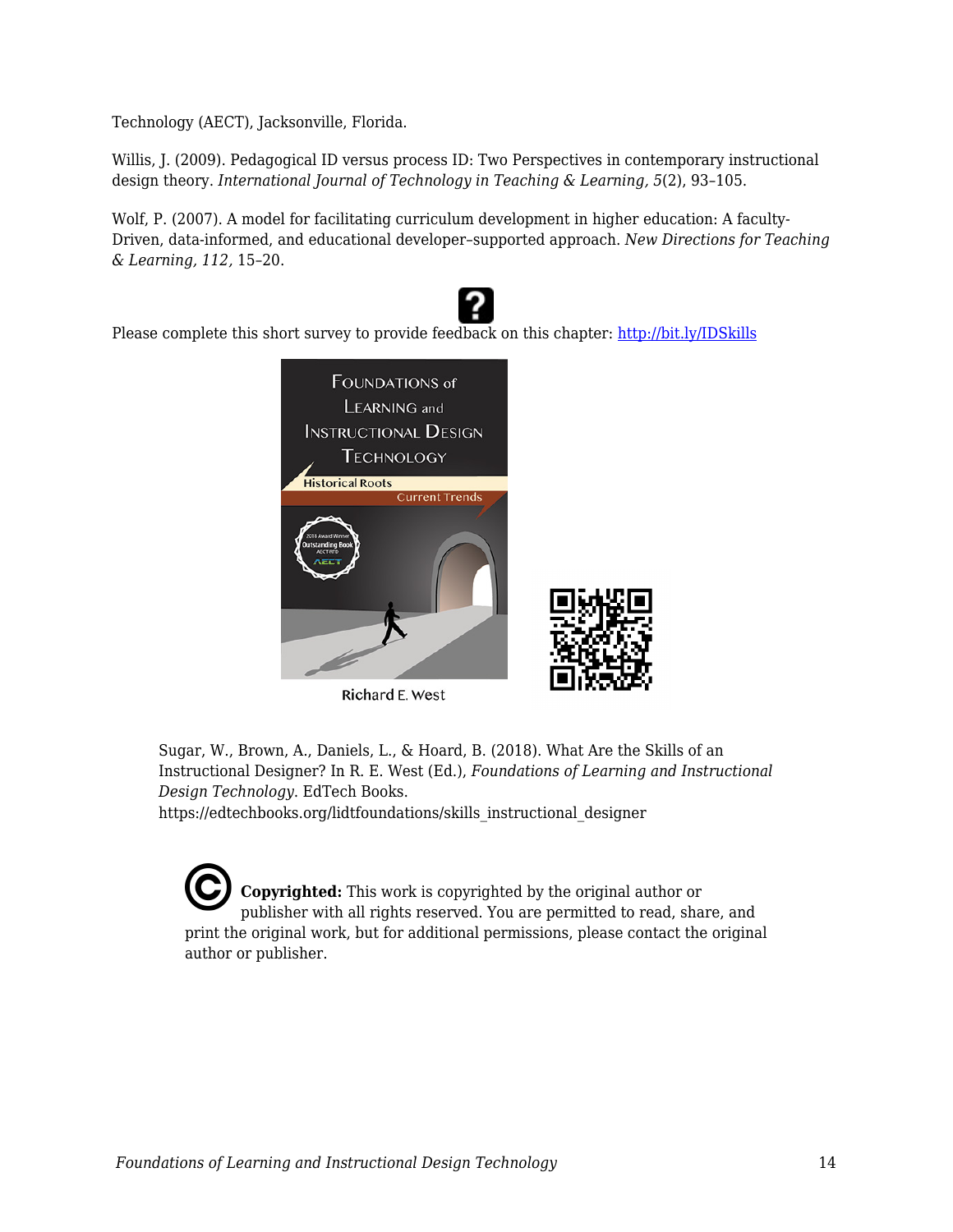Technology (AECT), Jacksonville, Florida.

Willis, J. (2009). Pedagogical ID versus process ID: Two Perspectives in contemporary instructional design theory. *International Journal of Technology in Teaching & Learning, 5*(2), 93–105.

Wolf, P. (2007). A model for facilitating curriculum development in higher education: A faculty-Driven, data-informed, and educational developer–supported approach. *New Directions for Teaching & Learning, 112*, 15–20.

Please complete this short survey to provide feedback on this chapter: [http://bit.ly/IDSkills](http://bit.ly/IDSkills)

Sugar, W., Brown, A., Daniels, L., & Hoard, B. (2018). What Are the Skills of an Instructional Designer? In R. E. West (Ed.), *Foundations of Learning and Instructional Design Technology*. EdTech Books. https://edtechbooks.org/lidtfoundations/skills_instructional_designer

**Copyrighted:** This work is copyrighted by the original author or publisher with all rights reserved. You are permitted to read, share, and print the original work, but for additional permissions, please contact the original author or publisher.